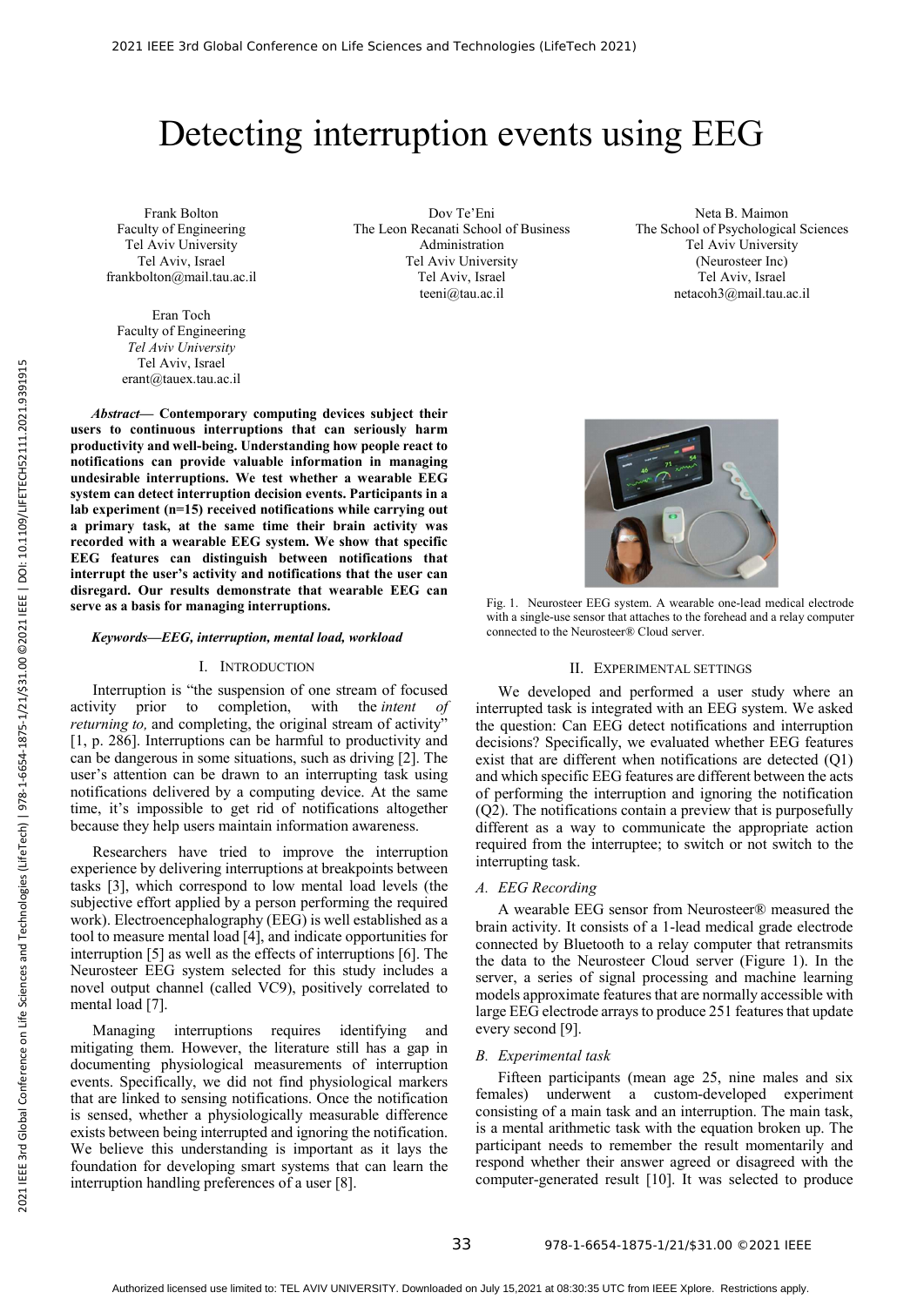# Detecting interruption events using EEG

Frank Bolton
Faculty of Engineering
Tel Aviv University
Tel Aviv, Israel
frankbolton@mail.tau.ac.il

Dov Te'Eni
The Leon Recanati School of Business Administration
Tel Aviv University
Tel Aviv, Israel
teeni@tau.ac.il

Neta B. Maimon
The School of Psychological Sciences
Tel Aviv University
(Neurosteer Inc)
Tel Aviv, Israel
netacoh3@mail.tau.ac.il

Eran Toch
Faculty of Engineering
*Tel Aviv University*
Tel Aviv, Israel
erant@tauex.tau.ac.il

***Abstract*— Contemporary computing devices subject their users to continuous interruptions that can seriously harm productivity and well-being. Understanding how people react to notifications can provide valuable information in managing undesirable interruptions. We test whether a wearable EEG system can detect interruption decision events. Participants in a lab experiment (n=15) received notifications while carrying out a primary task, at the same time their brain activity was recorded with a wearable EEG system. We show that specific EEG features can distinguish between notifications that interrupt the user's activity and notifications that the user can disregard. Our results demonstrate that wearable EEG can serve as a basis for managing interruptions.**

***Keywords*—EEG, interruption, mental load, workload**

## I. Introduction

Interruption is "the suspension of one stream of focused activity prior to completion, with the *intent of returning to,* and completing, the original stream of activity" [1, p. 286]. Interruptions can be harmful to productivity and can be dangerous in some situations, such as driving [2]. The user's attention can be drawn to an interrupting task using notifications delivered by a computing device. At the same time, it's impossible to get rid of notifications altogether because they help users maintain information awareness.

Researchers have tried to improve the interruption experience by delivering interruptions at breakpoints between tasks [3], which correspond to low mental load levels (the subjective effort applied by a person performing the required work). Electroencephalography (EEG) is well established as a tool to measure mental load [4], and indicate opportunities for interruption [5] as well as the effects of interruptions [6]. The Neurosteer EEG system selected for this study includes a novel output channel (called VC9), positively correlated to mental load [7].

Managing interruptions requires identifying and mitigating them. However, the literature still has a gap in documenting physiological measurements of interruption events. Specifically, we did not find physiological markers that are linked to sensing notifications. Once the notification is sensed, whether a physiologically measurable difference exists between being interrupted and ignoring the notification. We believe this understanding is important as it lays the foundation for developing smart systems that can learn the interruption handling preferences of a user [8].

Fig. 1. Neurosteer EEG system. A wearable one-lead medical electrode with a single-use sensor that attaches to the forehead and a relay computer connected to the Neurosteer® Cloud server.

## II. Experimental settings

We developed and performed a user study where an interrupted task is integrated with an EEG system. We asked the question: Can EEG detect notifications and interruption decisions? Specifically, we evaluated whether EEG features exist that are different when notifications are detected (Q1) and which specific EEG features are different between the acts of performing the interruption and ignoring the notification (Q2). The notifications contain a preview that is purposefully different as a way to communicate the appropriate action required from the interruptee; to switch or not switch to the interrupting task.

### *A. EEG Recording*

A wearable EEG sensor from Neurosteer® measured the brain activity. It consists of a 1-lead medical grade electrode connected by Bluetooth to a relay computer that retransmits the data to the Neurosteer Cloud server (Figure 1). In the server, a series of signal processing and machine learning models approximate features that are normally accessible with large EEG electrode arrays to produce 251 features that update every second [9].

### *B. Experimental task*

Fifteen participants (mean age 25, nine males and six females) underwent a custom-developed experiment consisting of a main task and an interruption. The main task, is a mental arithmetic task with the equation broken up. The participant needs to remember the result momentarily and respond whether their answer agreed or disagreed with the computer-generated result [10]. It was selected to produce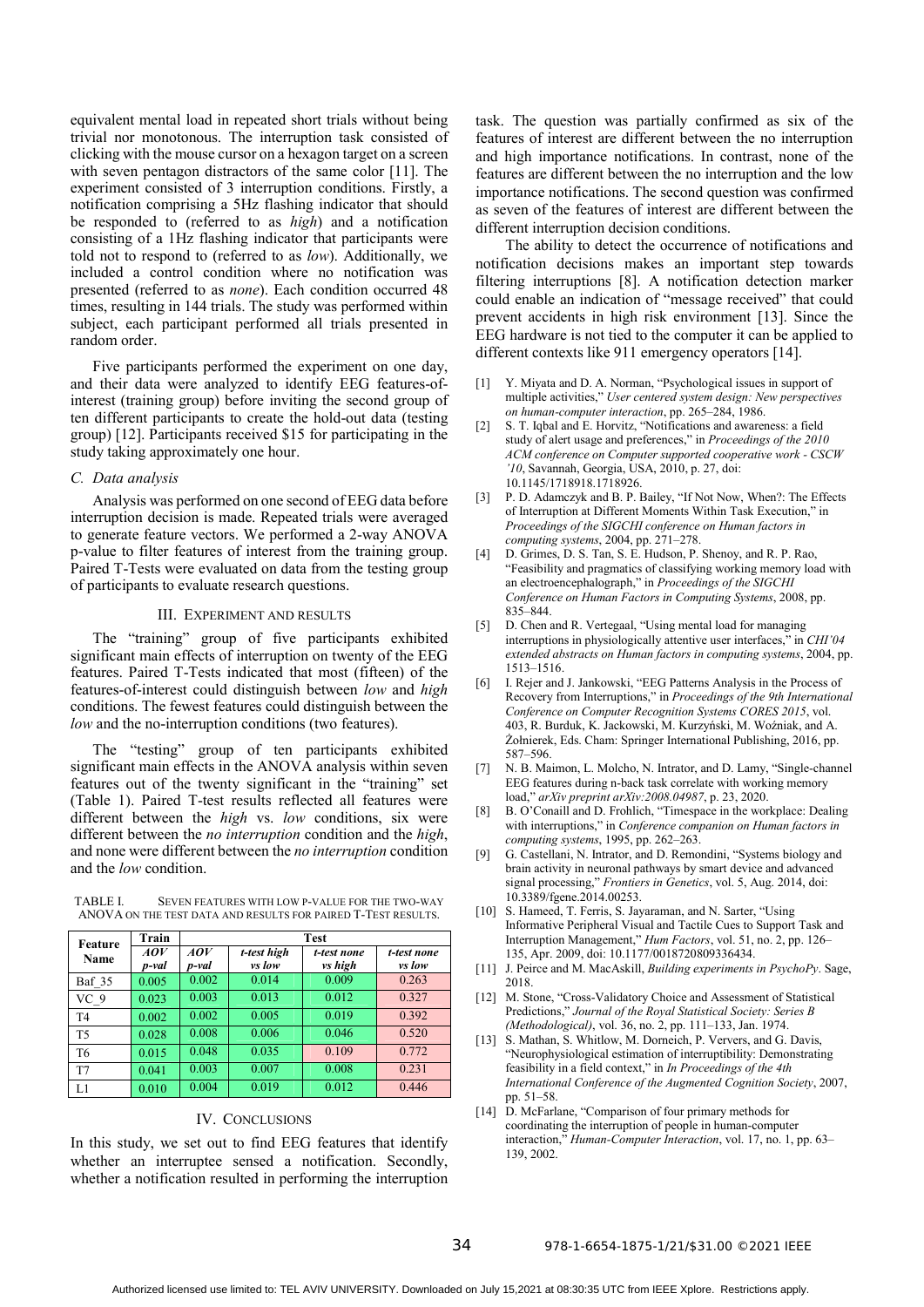equivalent mental load in repeated short trials without being trivial nor monotonous. The interruption task consisted of clicking with the mouse cursor on a hexagon target on a screen with seven pentagon distractors of the same color [11]. The experiment consisted of 3 interruption conditions. Firstly, a notification comprising a 5Hz flashing indicator that should be responded to (referred to as *high*) and a notification consisting of a 1Hz flashing indicator that participants were told not to respond to (referred to as *low*). Additionally, we included a control condition where no notification was presented (referred to as *none*). Each condition occurred 48 times, resulting in 144 trials. The study was performed within subject, each participant performed all trials presented in random order.

Five participants performed the experiment on one day, and their data were analyzed to identify EEG features-of-interest (training group) before inviting the second group of ten different participants to create the hold-out data (testing group) [12]. Participants received $15 for participating in the study taking approximately one hour.

### *C. Data analysis*

Analysis was performed on one second of EEG data before interruption decision is made. Repeated trials were averaged to generate feature vectors. We performed a 2-way ANOVA p-value to filter features of interest from the training group. Paired T-Tests were evaluated on data from the testing group of participants to evaluate research questions.

## III. Experiment and Results

The "training" group of five participants exhibited significant main effects of interruption on twenty of the EEG features. Paired T-Tests indicated that most (fifteen) of the features-of-interest could distinguish between *low* and *high* conditions. The fewest features could distinguish between the *low* and the no-interruption conditions (two features).

The "testing" group of ten participants exhibited significant main effects in the ANOVA analysis within seven features out of the twenty significant in the "training" set (Table 1). Paired T-test results reflected all features were different between the *high* vs. *low* conditions, six were different between the *no interruption* condition and the *high*, and none were different between the *no interruption* condition and the *low* condition.

TABLE I. Seven features with low p-value for the two-way ANOVA on the test data and results for paired T-Test results.

| Feature Name | Train | Test | | | |
|---|---|---|---|---|---|
| | *AOV p-val* | *AOV p-val* | *t-test high vs low* | *t-test none vs high* | *t-test none vs low* |
| Baf_35 | 0.005 | 0.002 | 0.014 | 0.009 | 0.263 |
| VC_9 | 0.023 | 0.003 | 0.013 | 0.012 | 0.327 |
| T4 | 0.002 | 0.002 | 0.005 | 0.019 | 0.392 |
| T5 | 0.028 | 0.008 | 0.006 | 0.046 | 0.520 |
| T6 | 0.015 | 0.048 | 0.035 | 0.109 | 0.772 |
| T7 | 0.041 | 0.003 | 0.007 | 0.008 | 0.231 |
| L1 | 0.010 | 0.004 | 0.019 | 0.012 | 0.446 |

## IV. Conclusions

In this study, we set out to find EEG features that identify whether an interruptee sensed a notification. Secondly, whether a notification resulted in performing the interruption task. The question was partially confirmed as six of the features of interest are different between the no interruption and high importance notifications. In contrast, none of the features are different between the no interruption and the low importance notifications. The second question was confirmed as seven of the features of interest are different between the different interruption decision conditions.

The ability to detect the occurrence of notifications and notification decisions makes an important step towards filtering interruptions [8]. A notification detection marker could enable an indication of "message received" that could prevent accidents in high risk environment [13]. Since the EEG hardware is not tied to the computer it can be applied to different contexts like 911 emergency operators [14].

[1] Y. Miyata and D. A. Norman, "Psychological issues in support of multiple activities," *User centered system design: New perspectives on human-computer interaction*, pp. 265–284, 1986.

[2] S. T. Iqbal and E. Horvitz, "Notifications and awareness: a field study of alert usage and preferences," in *Proceedings of the 2010 ACM conference on Computer supported cooperative work - CSCW '10*, Savannah, Georgia, USA, 2010, p. 27, doi: 10.1145/1718918.1718926.

[3] P. D. Adamczyk and B. P. Bailey, "If Not Now, When?: The Effects of Interruption at Different Moments Within Task Execution," in *Proceedings of the SIGCHI conference on Human factors in computing systems*, 2004, pp. 271–278.

[4] D. Grimes, D. S. Tan, S. E. Hudson, P. Shenoy, and R. P. Rao, "Feasibility and pragmatics of classifying working memory load with an electroencephalograph," in *Proceedings of the SIGCHI Conference on Human Factors in Computing Systems*, 2008, pp. 835–844.

[5] D. Chen and R. Vertegaal, "Using mental load for managing interruptions in physiologically attentive user interfaces," in *CHI'04 extended abstracts on Human factors in computing systems*, 2004, pp. 1513–1516.

[6] I. Rejer and J. Jankowski, "EEG Patterns Analysis in the Process of Recovery from Interruptions," in *Proceedings of the 9th International Conference on Computer Recognition Systems CORES 2015*, vol. 403, R. Burduk, K. Jackowski, M. Kurzyński, M. Woźniak, and A. Żołnierek, Eds. Cham: Springer International Publishing, 2016, pp. 587–596.

[7] N. B. Maimon, L. Molcho, N. Intrator, and D. Lamy, "Single-channel EEG features during n-back task correlate with working memory load," *arXiv preprint arXiv:2008.04987*, p. 23, 2020.

[8] B. O'Conaill and D. Frohlich, "Timespace in the workplace: Dealing with interruptions," in *Conference companion on Human factors in computing systems*, 1995, pp. 262–263.

[9] G. Castellani, N. Intrator, and D. Remondini, "Systems biology and brain activity in neuronal pathways by smart device and advanced signal processing," *Frontiers in Genetics*, vol. 5, Aug. 2014, doi: 10.3389/fgene.2014.00253.

[10] S. Hameed, T. Ferris, S. Jayaraman, and N. Sarter, "Using Informative Peripheral Visual and Tactile Cues to Support Task and Interruption Management," *Hum Factors*, vol. 51, no. 2, pp. 126–135, Apr. 2009, doi: 10.1177/0018720809336434.

[11] J. Peirce and M. MacAskill, *Building experiments in PsychoPy*. Sage, 2018.

[12] M. Stone, "Cross-Validatory Choice and Assessment of Statistical Predictions," *Journal of the Royal Statistical Society: Series B (Methodological)*, vol. 36, no. 2, pp. 111–133, Jan. 1974.

[13] S. Mathan, S. Whitlow, M. Dorneich, P. Ververs, and G. Davis, "Neurophysiological estimation of interruptibility: Demonstrating feasibility in a field context," in *In Proceedings of the 4th International Conference of the Augmented Cognition Society*, 2007, pp. 51–58.

[14] D. McFarlane, "Comparison of four primary methods for coordinating the interruption of people in human-computer interaction," *Human-Computer Interaction*, vol. 17, no. 1, pp. 63–139, 2002.